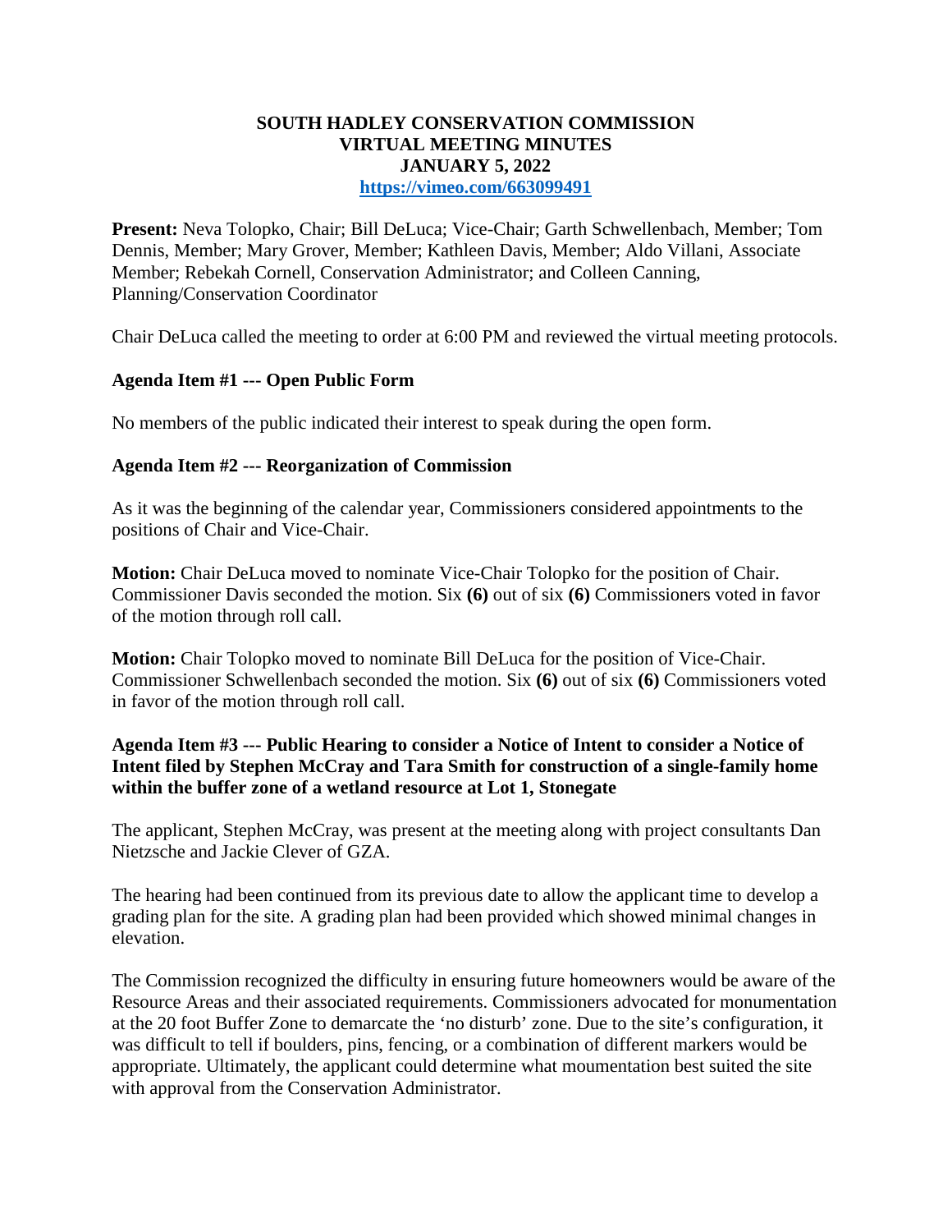# SOUTH HADLEY CONSERVATION COMMISSION
# VIRTUAL MEETING MINUTES
# JANUARY 5, 2022

**https://vimeo.com/663099491**

**Present:** Neva Tolopko, Chair; Bill DeLuca; Vice-Chair; Garth Schwellenbach, Member; Tom Dennis, Member; Mary Grover, Member; Kathleen Davis, Member; Aldo Villani, Associate Member; Rebekah Cornell, Conservation Administrator; and Colleen Canning, Planning/Conservation Coordinator

Chair DeLuca called the meeting to order at 6:00 PM and reviewed the virtual meeting protocols.

### Agenda Item #1 --- Open Public Form

No members of the public indicated their interest to speak during the open form.

### Agenda Item #2 --- Reorganization of Commission

As it was the beginning of the calendar year, Commissioners considered appointments to the positions of Chair and Vice-Chair.

**Motion:** Chair DeLuca moved to nominate Vice-Chair Tolopko for the position of Chair. Commissioner Davis seconded the motion. Six **(6)** out of six **(6)** Commissioners voted in favor of the motion through roll call.

**Motion:** Chair Tolopko moved to nominate Bill DeLuca for the position of Vice-Chair. Commissioner Schwellenbach seconded the motion. Six **(6)** out of six **(6)** Commissioners voted in favor of the motion through roll call.

### Agenda Item #3 --- Public Hearing to consider a Notice of Intent to consider a Notice of Intent filed by Stephen McCray and Tara Smith for construction of a single-family home within the buffer zone of a wetland resource at Lot 1, Stonegate

The applicant, Stephen McCray, was present at the meeting along with project consultants Dan Nietzsche and Jackie Clever of GZA.

The hearing had been continued from its previous date to allow the applicant time to develop a grading plan for the site. A grading plan had been provided which showed minimal changes in elevation.

The Commission recognized the difficulty in ensuring future homeowners would be aware of the Resource Areas and their associated requirements. Commissioners advocated for monumentation at the 20 foot Buffer Zone to demarcate the 'no disturb' zone. Due to the site's configuration, it was difficult to tell if boulders, pins, fencing, or a combination of different markers would be appropriate. Ultimately, the applicant could determine what moumentation best suited the site with approval from the Conservation Administrator.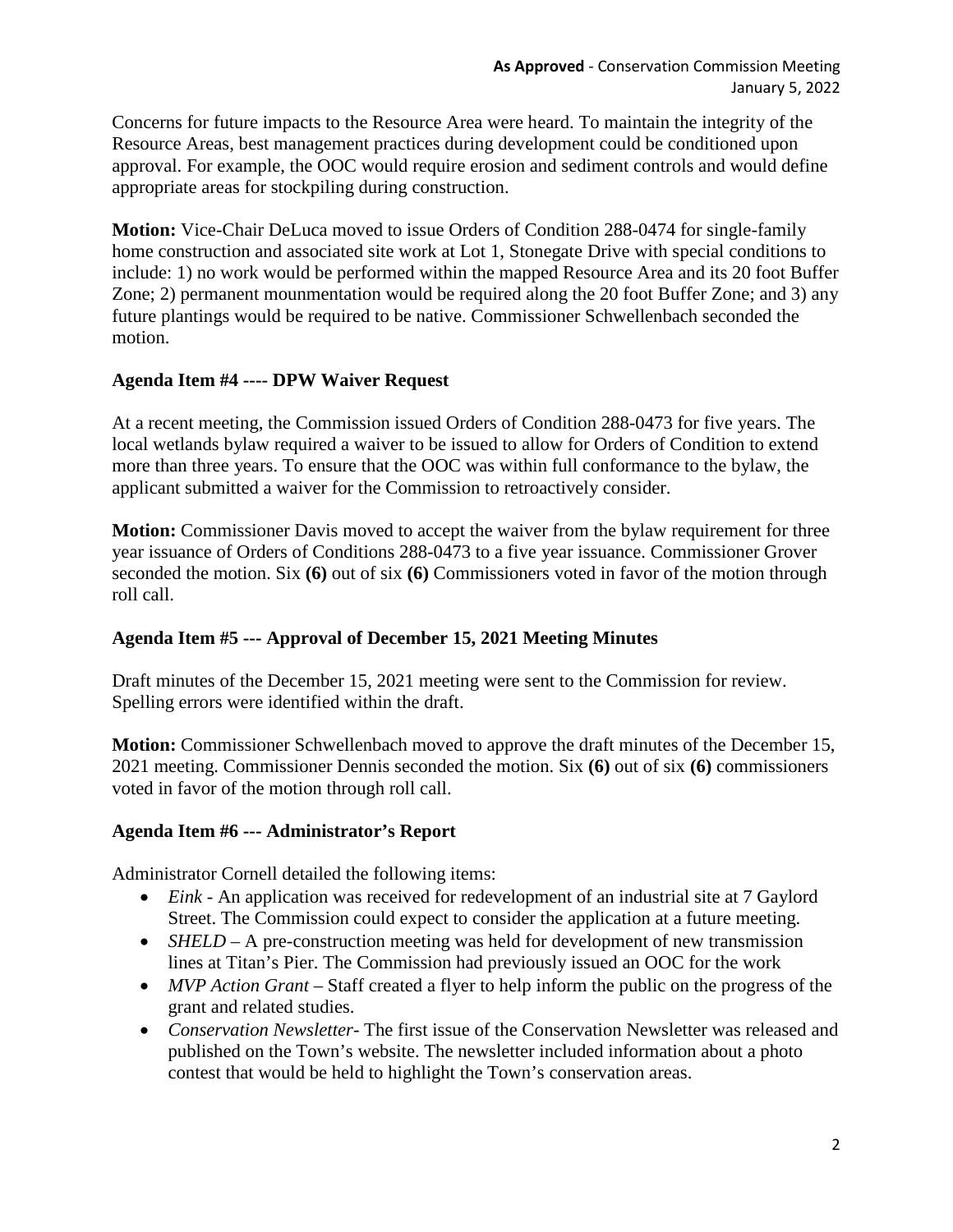Concerns for future impacts to the Resource Area were heard. To maintain the integrity of the Resource Areas, best management practices during development could be conditioned upon approval. For example, the OOC would require erosion and sediment controls and would define appropriate areas for stockpiling during construction.

**Motion:** Vice-Chair DeLuca moved to issue Orders of Condition 288-0474 for single-family home construction and associated site work at Lot 1, Stonegate Drive with special conditions to include: 1) no work would be performed within the mapped Resource Area and its 20 foot Buffer Zone; 2) permanent mounmentation would be required along the 20 foot Buffer Zone; and 3) any future plantings would be required to be native. Commissioner Schwellenbach seconded the motion.

## Agenda Item #4 ---- DPW Waiver Request

At a recent meeting, the Commission issued Orders of Condition 288-0473 for five years. The local wetlands bylaw required a waiver to be issued to allow for Orders of Condition to extend more than three years. To ensure that the OOC was within full conformance to the bylaw, the applicant submitted a waiver for the Commission to retroactively consider.

**Motion:** Commissioner Davis moved to accept the waiver from the bylaw requirement for three year issuance of Orders of Conditions 288-0473 to a five year issuance. Commissioner Grover seconded the motion. Six **(6)** out of six **(6)** Commissioners voted in favor of the motion through roll call.

## Agenda Item #5 --- Approval of December 15, 2021 Meeting Minutes

Draft minutes of the December 15, 2021 meeting were sent to the Commission for review. Spelling errors were identified within the draft.

**Motion:** Commissioner Schwellenbach moved to approve the draft minutes of the December 15, 2021 meeting. Commissioner Dennis seconded the motion. Six **(6)** out of six **(6)** commissioners voted in favor of the motion through roll call.

## Agenda Item #6 --- Administrator's Report

Administrator Cornell detailed the following items:

- *Eink* - An application was received for redevelopment of an industrial site at 7 Gaylord Street. The Commission could expect to consider the application at a future meeting.
- *SHELD* – A pre-construction meeting was held for development of new transmission lines at Titan's Pier. The Commission had previously issued an OOC for the work
- *MVP Action Grant* – Staff created a flyer to help inform the public on the progress of the grant and related studies.
- *Conservation Newsletter*- The first issue of the Conservation Newsletter was released and published on the Town's website. The newsletter included information about a photo contest that would be held to highlight the Town's conservation areas.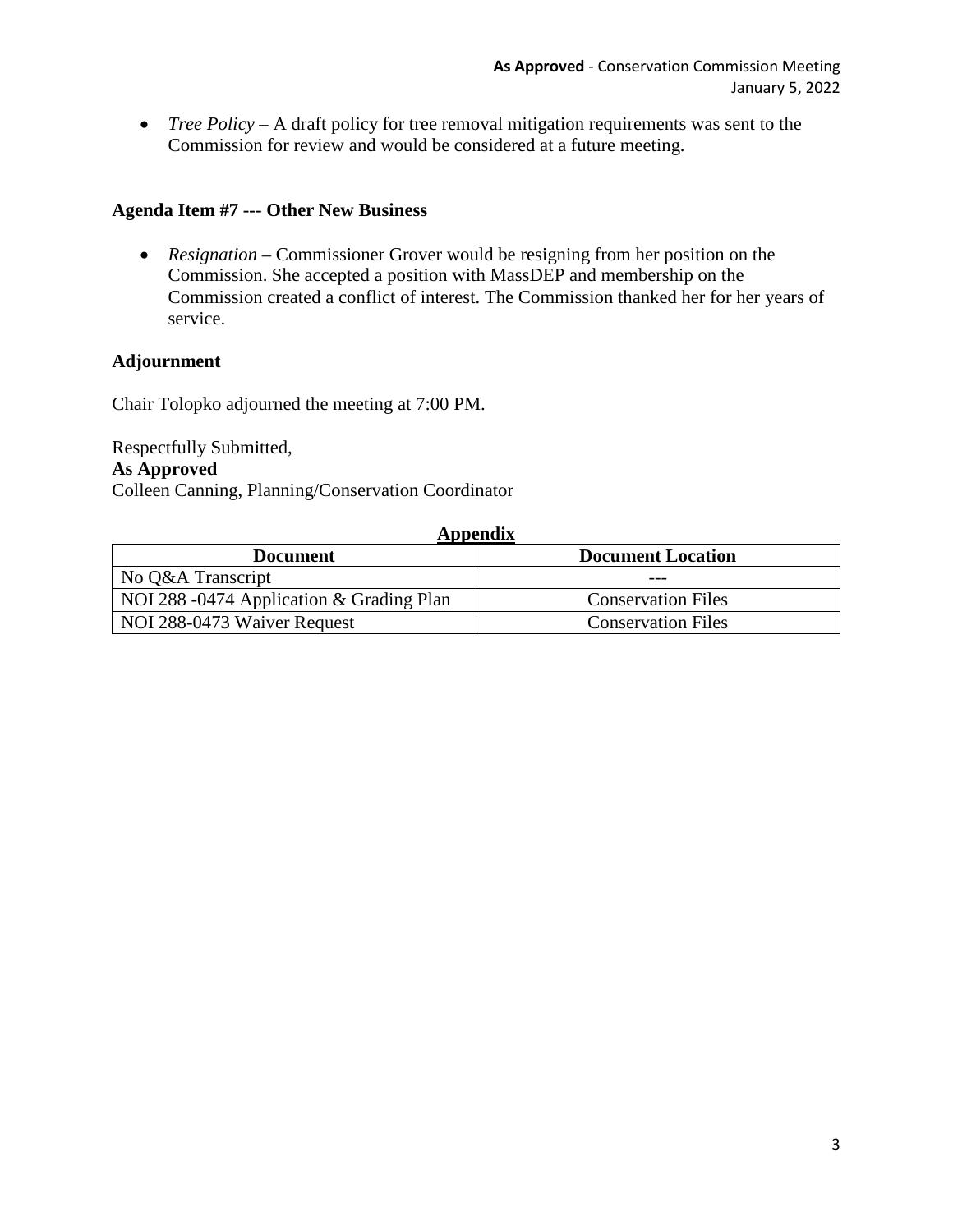- *Tree Policy* – A draft policy for tree removal mitigation requirements was sent to the Commission for review and would be considered at a future meeting.

**Agenda Item #7 --- Other New Business**

- *Resignation* – Commissioner Grover would be resigning from her position on the Commission. She accepted a position with MassDEP and membership on the Commission created a conflict of interest. The Commission thanked her for her years of service.

**Adjournment**

Chair Tolopko adjourned the meeting at 7:00 PM.

Respectfully Submitted,
**As Approved**
Colleen Canning, Planning/Conservation Coordinator

**Appendix**

| Document | Document Location |
|---|---|
| No Q&A Transcript | --- |
| NOI 288 -0474 Application & Grading Plan | Conservation Files |
| NOI 288-0473 Waiver Request | Conservation Files |